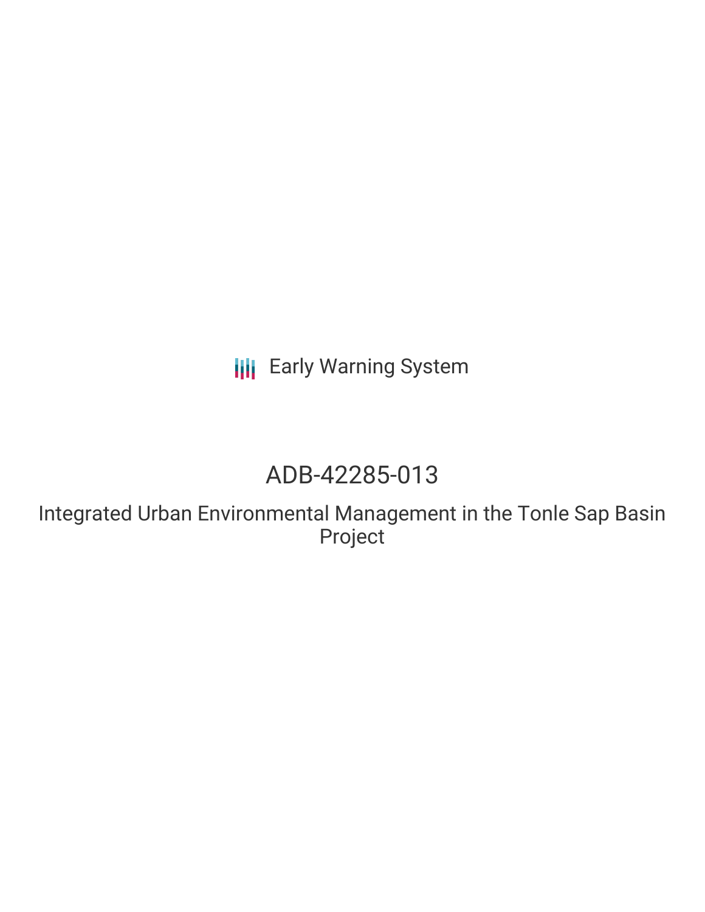Early Warning System

# ADB-42285-013

## Integrated Urban Environmental Management in the Tonle Sap Basin Project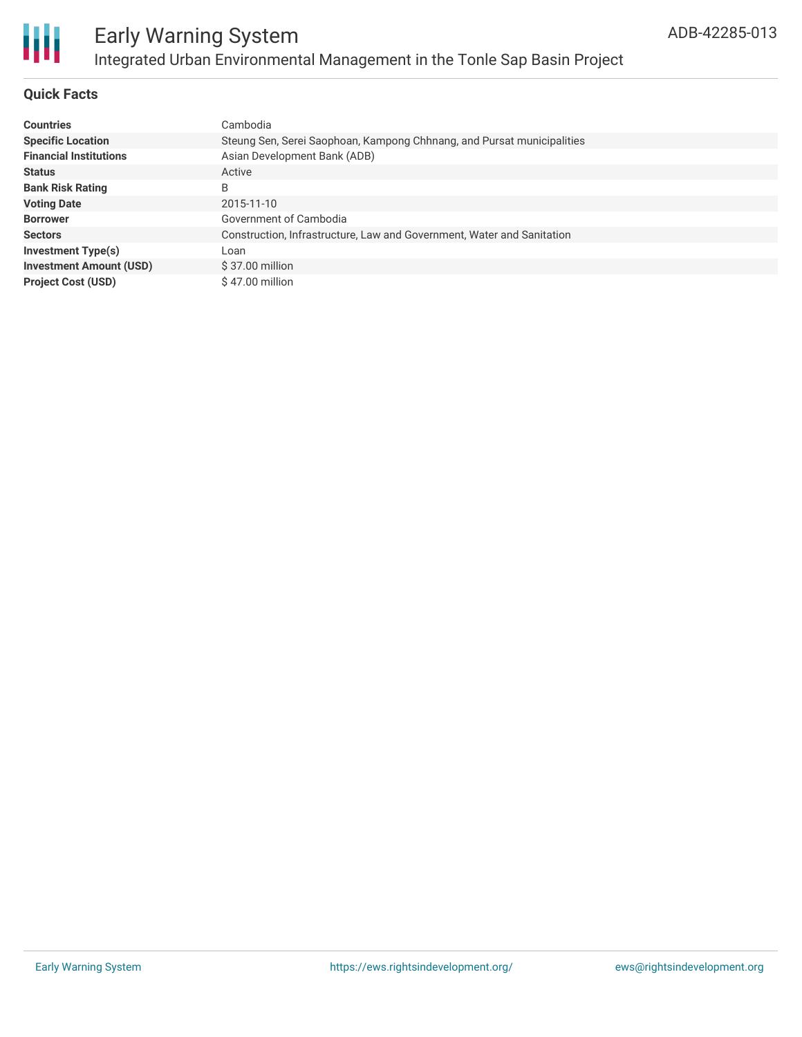## Quick Facts

| | |
|---|---|
| **Countries** | Cambodia |
| **Specific Location** | Steung Sen, Serei Saophoan, Kampong Chhnang, and Pursat municipalities |
| **Financial Institutions** | Asian Development Bank (ADB) |
| **Status** | Active |
| **Bank Risk Rating** | B |
| **Voting Date** | 2015-11-10 |
| **Borrower** | Government of Cambodia |
| **Sectors** | Construction, Infrastructure, Law and Government, Water and Sanitation |
| **Investment Type(s)** | Loan |
| **Investment Amount (USD)** | $ 37.00 million |
| **Project Cost (USD)** | $ 47.00 million |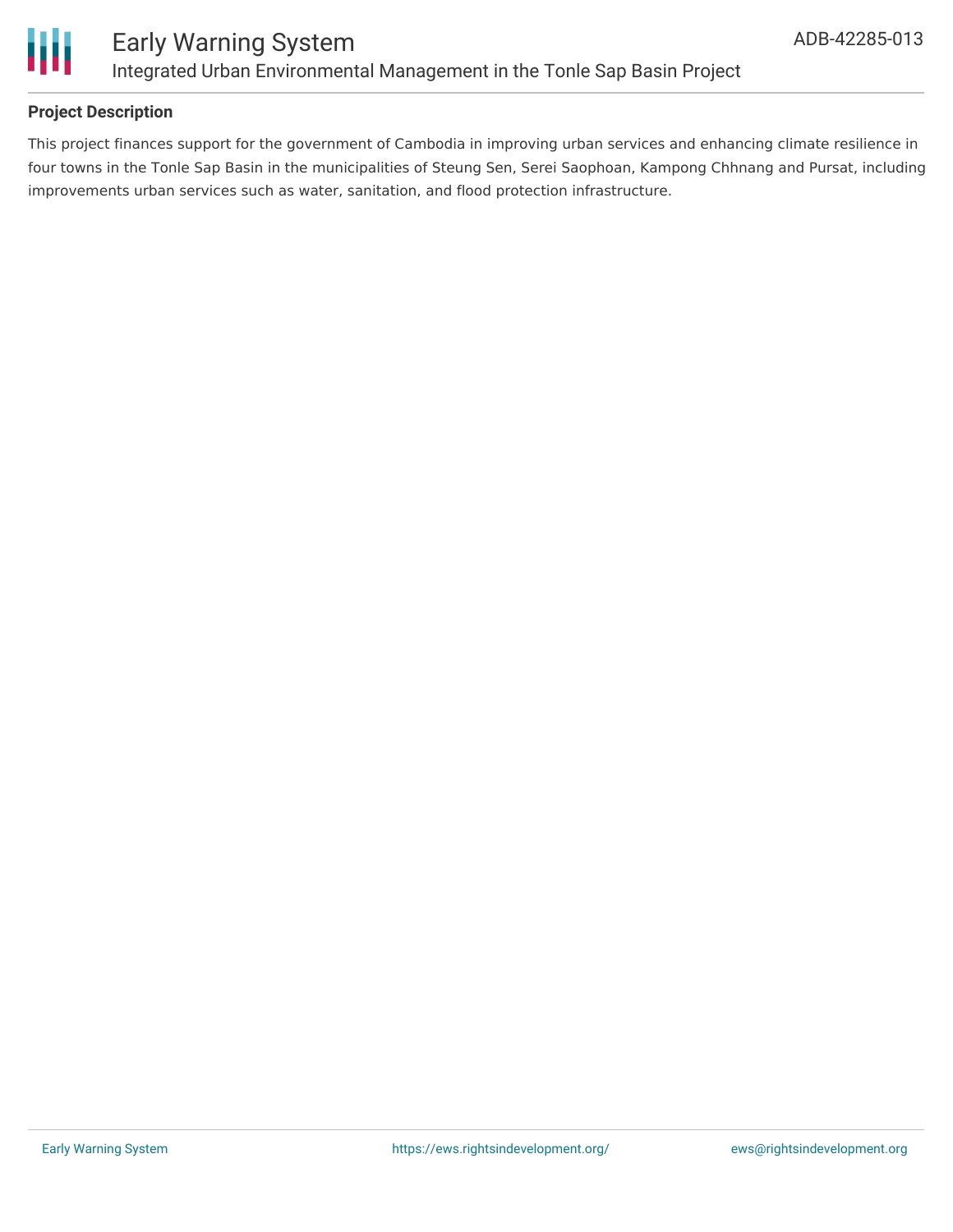## Project Description

This project finances support for the government of Cambodia in improving urban services and enhancing climate resilience in four towns in the Tonle Sap Basin in the municipalities of Steung Sen, Serei Saophoan, Kampong Chhnang and Pursat, including improvements urban services such as water, sanitation, and flood protection infrastructure.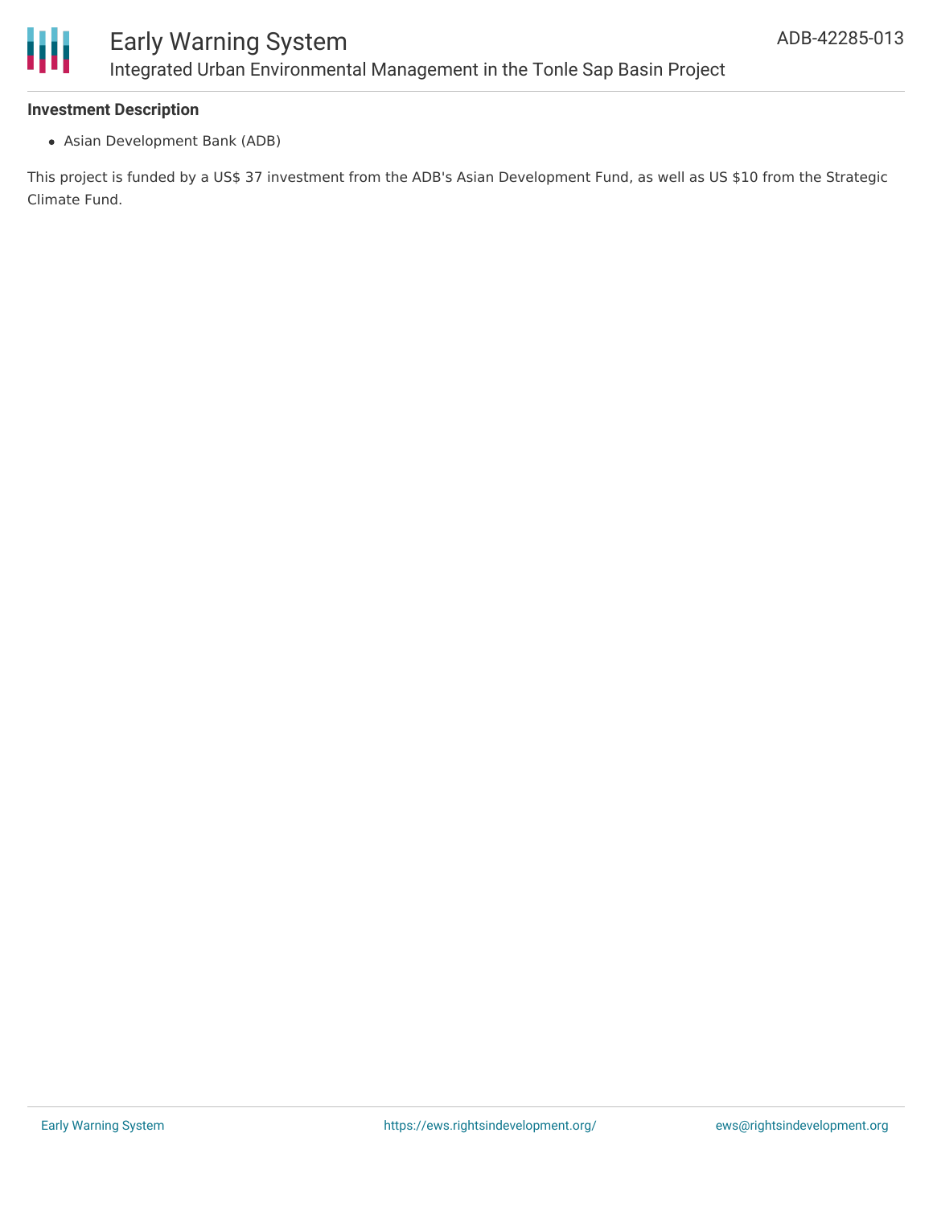**Investment Description**

- Asian Development Bank (ADB)

This project is funded by a US$ 37 investment from the ADB's Asian Development Fund, as well as US $10 from the Strategic Climate Fund.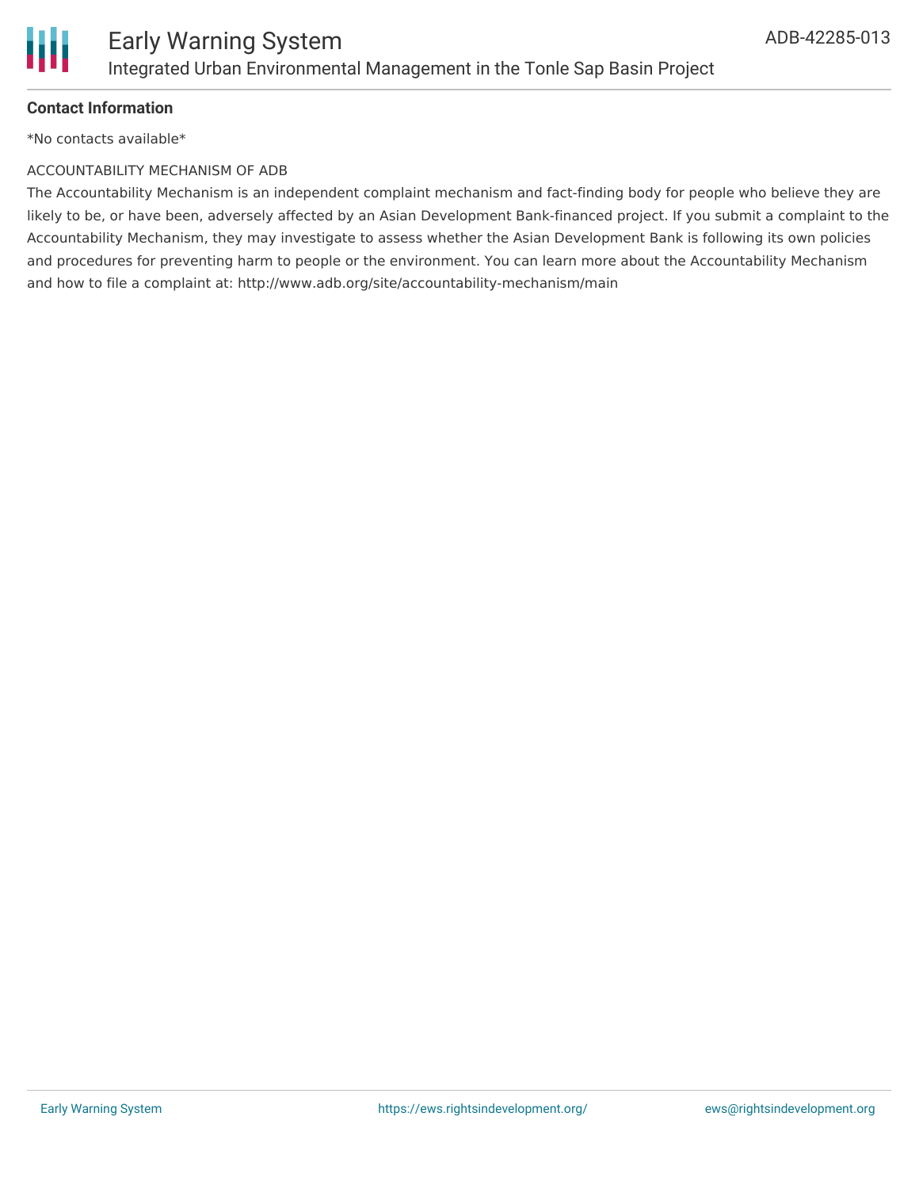**Contact Information**

*No contacts available*

ACCOUNTABILITY MECHANISM OF ADB

The Accountability Mechanism is an independent complaint mechanism and fact-finding body for people who believe they are likely to be, or have been, adversely affected by an Asian Development Bank-financed project. If you submit a complaint to the Accountability Mechanism, they may investigate to assess whether the Asian Development Bank is following its own policies and procedures for preventing harm to people or the environment. You can learn more about the Accountability Mechanism and how to file a complaint at: http://www.adb.org/site/accountability-mechanism/main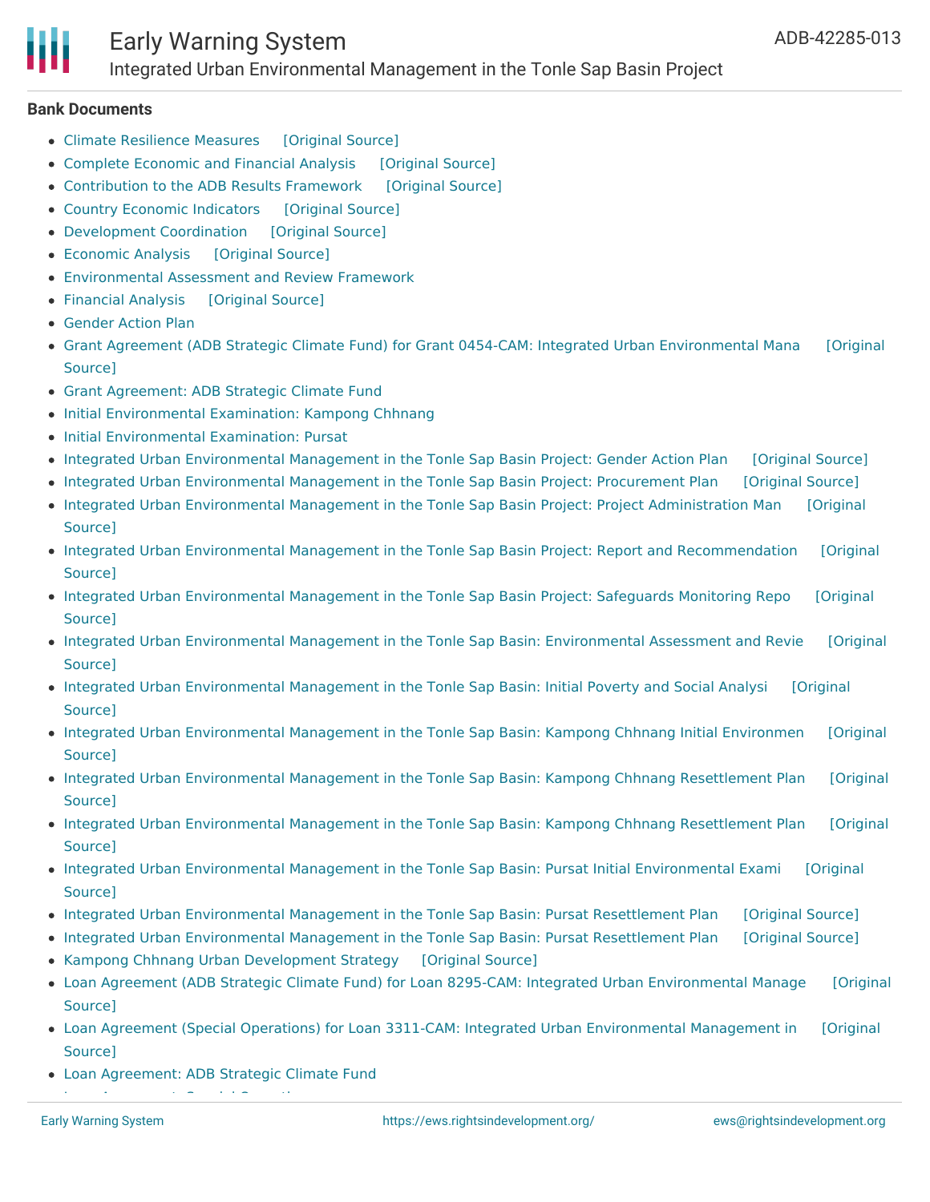## Bank Documents

- Climate Resilience Measures [Original Source]
- Complete Economic and Financial Analysis [Original Source]
- Contribution to the ADB Results Framework [Original Source]
- Country Economic Indicators [Original Source]
- Development Coordination [Original Source]
- Economic Analysis [Original Source]
- Environmental Assessment and Review Framework
- Financial Analysis [Original Source]
- Gender Action Plan
- Grant Agreement (ADB Strategic Climate Fund) for Grant 0454-CAM: Integrated Urban Environmental Mana [Original Source]
- Grant Agreement: ADB Strategic Climate Fund
- Initial Environmental Examination: Kampong Chhnang
- Initial Environmental Examination: Pursat
- Integrated Urban Environmental Management in the Tonle Sap Basin Project: Gender Action Plan [Original Source]
- Integrated Urban Environmental Management in the Tonle Sap Basin Project: Procurement Plan [Original Source]
- Integrated Urban Environmental Management in the Tonle Sap Basin Project: Project Administration Man [Original Source]
- Integrated Urban Environmental Management in the Tonle Sap Basin Project: Report and Recommendation [Original Source]
- Integrated Urban Environmental Management in the Tonle Sap Basin Project: Safeguards Monitoring Repo [Original Source]
- Integrated Urban Environmental Management in the Tonle Sap Basin: Environmental Assessment and Revie [Original Source]
- Integrated Urban Environmental Management in the Tonle Sap Basin: Initial Poverty and Social Analysi [Original Source]
- Integrated Urban Environmental Management in the Tonle Sap Basin: Kampong Chhnang Initial Environmen [Original Source]
- Integrated Urban Environmental Management in the Tonle Sap Basin: Kampong Chhnang Resettlement Plan [Original Source]
- Integrated Urban Environmental Management in the Tonle Sap Basin: Kampong Chhnang Resettlement Plan [Original Source]
- Integrated Urban Environmental Management in the Tonle Sap Basin: Pursat Initial Environmental Exami [Original Source]
- Integrated Urban Environmental Management in the Tonle Sap Basin: Pursat Resettlement Plan [Original Source]
- Integrated Urban Environmental Management in the Tonle Sap Basin: Pursat Resettlement Plan [Original Source]
- Kampong Chhnang Urban Development Strategy [Original Source]
- Loan Agreement (ADB Strategic Climate Fund) for Loan 8295-CAM: Integrated Urban Environmental Manage [Original Source]
- Loan Agreement (Special Operations) for Loan 3311-CAM: Integrated Urban Environmental Management in [Original Source]
- Loan Agreement: ADB Strategic Climate Fund